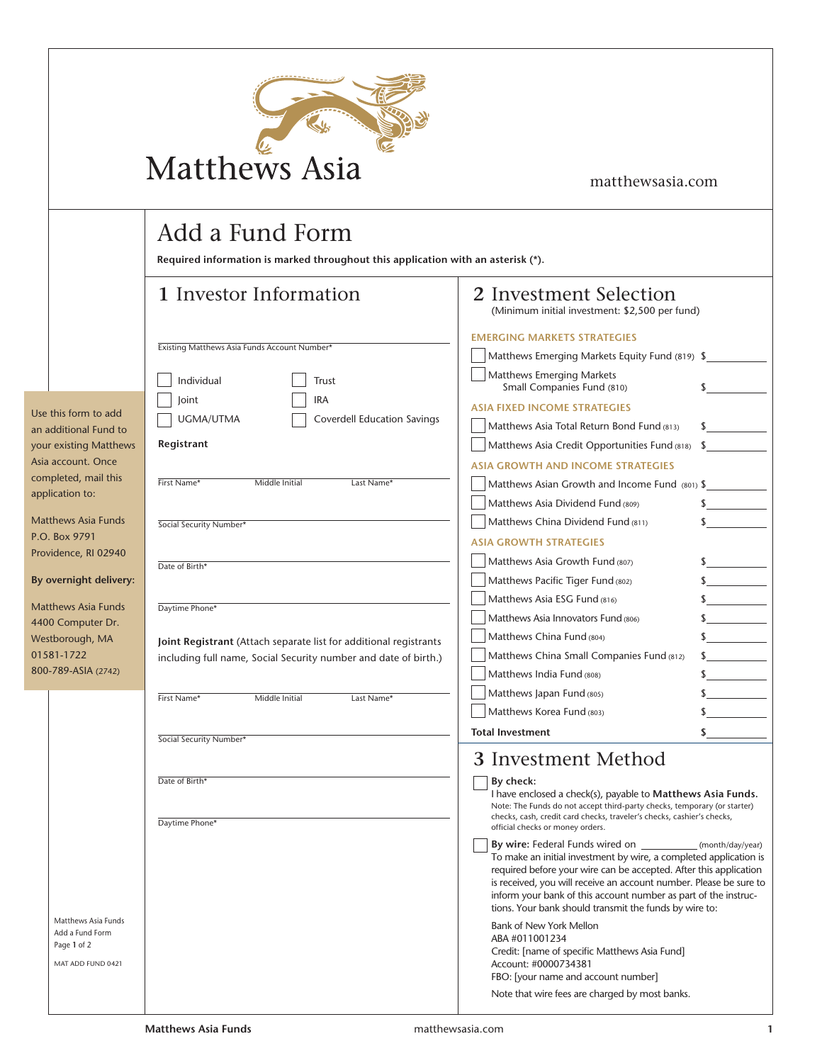Matthews Asia

matthewsasia.com

# Add a Fund Form

**Required information is marked throughout this application with an asterisk (*).**

Use this form to add an additional Fund to your existing Matthews Asia account. Once completed, mail this application to:

Matthews Asia Funds
P.O. Box 9791
Providence, RI 02940

**By overnight delivery:**

Matthews Asia Funds
4400 Computer Dr.
Westborough, MA
01581-1722
800-789-ASIA (2742)

## 1 Investor Information

Existing Matthews Asia Funds Account Number* ____________________

☐ Individual ☐ Trust
☐ Joint ☐ IRA
☐ UGMA/UTMA ☐ Coverdell Education Savings

**Registrant**

First Name* ____ Middle Initial ____ Last Name* ____

Social Security Number* ____________________

Date of Birth* ____________________

Daytime Phone* ____________________

**Joint Registrant** (Attach separate list for additional registrants including full name, Social Security number and date of birth.)

First Name* ____ Middle Initial ____ Last Name* ____

Social Security Number* ____________________

Date of Birth* ____________________

Daytime Phone* ____________________

## 2 Investment Selection

(Minimum initial investment: $2,500 per fund)

**EMERGING MARKETS STRATEGIES**

☐ Matthews Emerging Markets Equity Fund (819) $__________
☐ Matthews Emerging Markets Small Companies Fund (810) $__________

**ASIA FIXED INCOME STRATEGIES**

☐ Matthews Asia Total Return Bond Fund (813) $__________
☐ Matthews Asia Credit Opportunities Fund (818) $__________

**ASIA GROWTH AND INCOME STRATEGIES**

☐ Matthews Asian Growth and Income Fund (801) $__________
☐ Matthews Asia Dividend Fund (809) $__________
☐ Matthews China Dividend Fund (811) $__________

**ASIA GROWTH STRATEGIES**

☐ Matthews Asia Growth Fund (807) $__________
☐ Matthews Pacific Tiger Fund (802) $__________
☐ Matthews Asia ESG Fund (816) $__________
☐ Matthews Asia Innovators Fund (806) $__________
☐ Matthews China Fund (804) $__________
☐ Matthews China Small Companies Fund (812) $__________
☐ Matthews India Fund (808) $__________
☐ Matthews Japan Fund (805) $__________
☐ Matthews Korea Fund (803) $__________

**Total Investment** $__________

## 3 Investment Method

☐ **By check:**
I have enclosed a check(s), payable to **Matthews Asia Funds.**
Note: The Funds do not accept third-party checks, temporary (or starter) checks, cash, credit card checks, traveler's checks, cashier's checks, official checks or money orders.

☐ **By wire:** Federal Funds wired on __________ (month/day/year)
To make an initial investment by wire, a completed application is required before your wire can be accepted. After this application is received, you will receive an account number. Please be sure to inform your bank of this account number as part of the instructions. Your bank should transmit the funds by wire to:

Bank of New York Mellon
ABA #011001234
Credit: [name of specific Matthews Asia Fund]
Account: #0000734381
FBO: [your name and account number]

Note that wire fees are charged by most banks.

Matthews Asia Funds
Add a Fund Form
Page 1 of 2

MAT ADD FUND 0421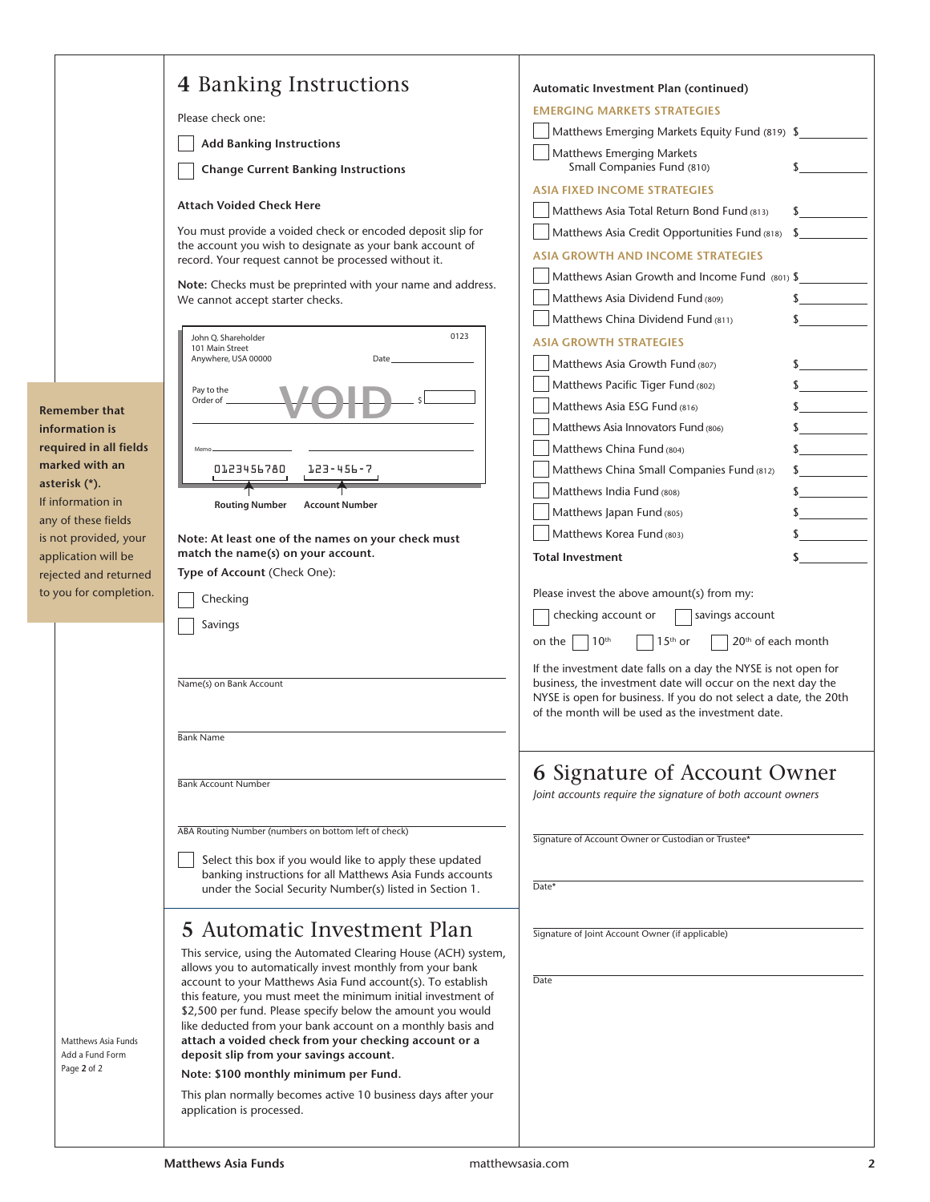## 4 Banking Instructions

Please check one:

☐ **Add Banking Instructions**

☐ **Change Current Banking Instructions**

**Attach Voided Check Here**

You must provide a voided check or encoded deposit slip for the account you wish to designate as your bank account of record. Your request cannot be processed without it.

**Note:** Checks must be preprinted with your name and address. We cannot accept starter checks.

John Q. Shareholder
101 Main Street
Anywhere, USA 00000 — 0123
Date ________
Pay to the Order of ________ VOID $
Memo ________
0123456780 123-456-7
Routing Number — Account Number

**Note: At least one of the names on your check must match the name(s) on your account.**

**Type of Account** (Check One):

☐ Checking

☐ Savings

Name(s) on Bank Account ________________

Bank Name ________________

Bank Account Number ________________

ABA Routing Number (numbers on bottom left of check) ________________

☐ Select this box if you would like to apply these updated banking instructions for all Matthews Asia Funds accounts under the Social Security Number(s) listed in Section 1.

**Remember that information is required in all fields marked with an asterisk (*).** If information in any of these fields is not provided, your application will be rejected and returned to you for completion.

## 5 Automatic Investment Plan

This service, using the Automated Clearing House (ACH) system, allows you to automatically invest monthly from your bank account to your Matthews Asia Fund account(s). To establish this feature, you must meet the minimum initial investment of $2,500 per fund. Please specify below the amount you would like deducted from your bank account on a monthly basis and **attach a voided check from your checking account or a deposit slip from your savings account.**

**Note: $100 monthly minimum per Fund.**

This plan normally becomes active 10 business days after your application is processed.

**Automatic Investment Plan (continued)**

**EMERGING MARKETS STRATEGIES**

☐ Matthews Emerging Markets Equity Fund (819) $________

☐ Matthews Emerging Markets Small Companies Fund (810) $________

**ASIA FIXED INCOME STRATEGIES**

☐ Matthews Asia Total Return Bond Fund (813) $________

☐ Matthews Asia Credit Opportunities Fund (818) $________

**ASIA GROWTH AND INCOME STRATEGIES**

☐ Matthews Asian Growth and Income Fund (801) $________

☐ Matthews Asia Dividend Fund (809) $________

☐ Matthews China Dividend Fund (811) $________

**ASIA GROWTH STRATEGIES**

☐ Matthews Asia Growth Fund (807) $________

☐ Matthews Pacific Tiger Fund (802) $________

☐ Matthews Asia ESG Fund (816) $________

☐ Matthews Asia Innovators Fund (806) $________

☐ Matthews China Fund (804) $________

☐ Matthews China Small Companies Fund (812) $________

☐ Matthews India Fund (808) $________

☐ Matthews Japan Fund (805) $________

☐ Matthews Korea Fund (803) $________

**Total Investment** $________

Please invest the above amount(s) from my:

☐ checking account or ☐ savings account

on the ☐ 10th ☐ 15th or ☐ 20th of each month

If the investment date falls on a day the NYSE is not open for business, the investment date will occur on the next day the NYSE is open for business. If you do not select a date, the 20th of the month will be used as the investment date.

## 6 Signature of Account Owner

*Joint accounts require the signature of both account owners*

Signature of Account Owner or Custodian or Trustee* ________________

Date* ________________

Signature of Joint Account Owner (if applicable) ________________

Date ________________

Matthews Asia Funds
Add a Fund Form